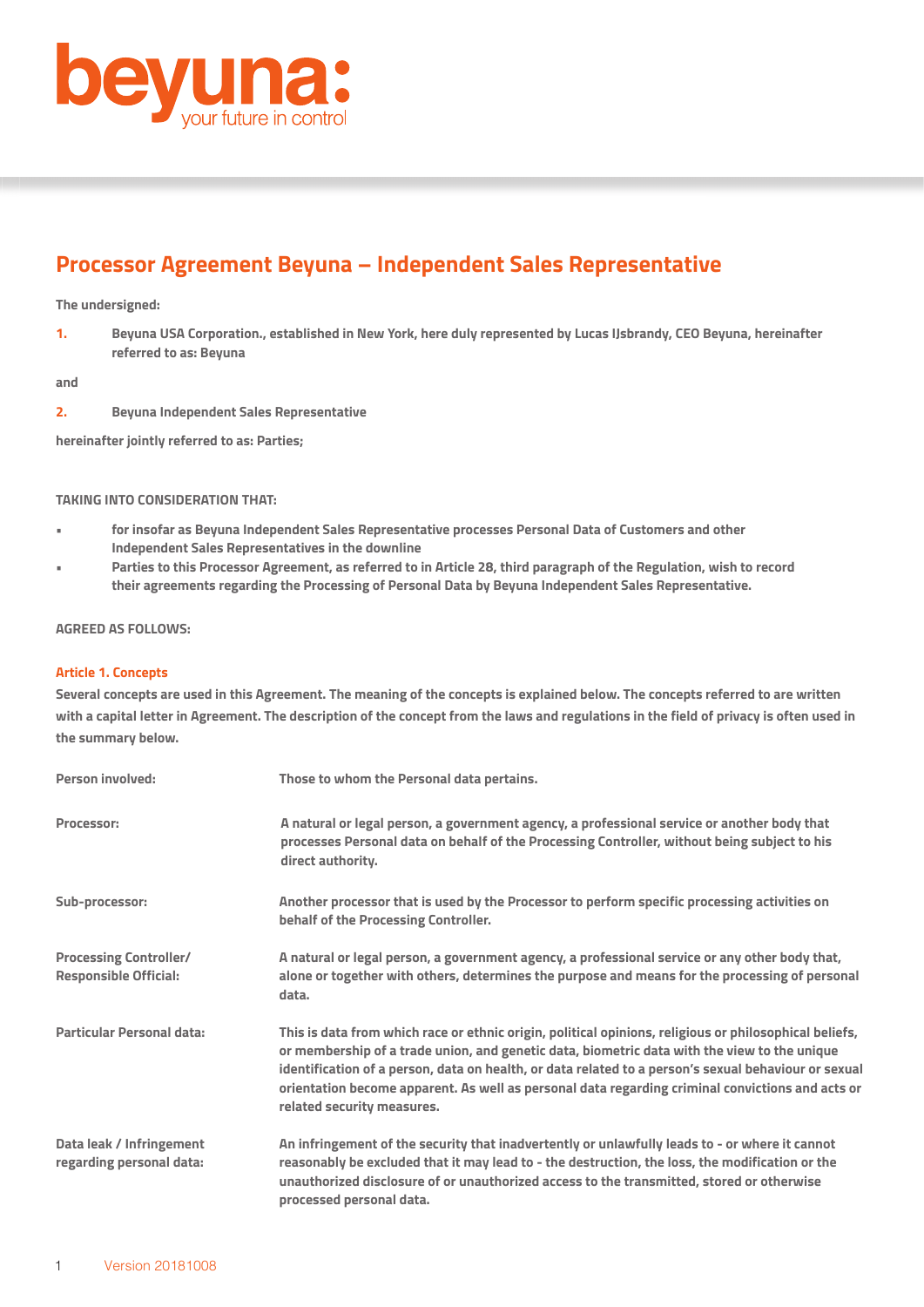beyuna: your future in control

# Processor Agreement Beyuna – Independent Sales Representative

**The undersigned:**

1. **Beyuna USA Corporation., established in New York, here duly represented by Lucas IJsbrandy, CEO Beyuna, hereinafter referred to as: Beyuna**

**and**

2. **Beyuna Independent Sales Representative**

**hereinafter jointly referred to as: Parties;**

**TAKING INTO CONSIDERATION THAT:**

- **for insofar as Beyuna Independent Sales Representative processes Personal Data of Customers and other Independent Sales Representatives in the downline**
- **Parties to this Processor Agreement, as referred to in Article 28, third paragraph of the Regulation, wish to record their agreements regarding the Processing of Personal Data by Beyuna Independent Sales Representative.**

**AGREED AS FOLLOWS:**

## Article 1. Concepts

**Several concepts are used in this Agreement. The meaning of the concepts is explained below. The concepts referred to are written with a capital letter in Agreement. The description of the concept from the laws and regulations in the field of privacy is often used in the summary below.**

| | |
|---|---|
| **Person involved:** | **Those to whom the Personal data pertains.** |
| **Processor:** | **A natural or legal person, a government agency, a professional service or another body that processes Personal data on behalf of the Processing Controller, without being subject to his direct authority.** |
| **Sub-processor:** | **Another processor that is used by the Processor to perform specific processing activities on behalf of the Processing Controller.** |
| **Processing Controller/ Responsible Official:** | **A natural or legal person, a government agency, a professional service or any other body that, alone or together with others, determines the purpose and means for the processing of personal data.** |
| **Particular Personal data:** | **This is data from which race or ethnic origin, political opinions, religious or philosophical beliefs, or membership of a trade union, and genetic data, biometric data with the view to the unique identification of a person, data on health, or data related to a person's sexual behaviour or sexual orientation become apparent. As well as personal data regarding criminal convictions and acts or related security measures.** |
| **Data leak / Infringement regarding personal data:** | **An infringement of the security that inadvertently or unlawfully leads to - or where it cannot reasonably be excluded that it may lead to - the destruction, the loss, the modification or the unauthorized disclosure of or unauthorized access to the transmitted, stored or otherwise processed personal data.** |

Version 20181008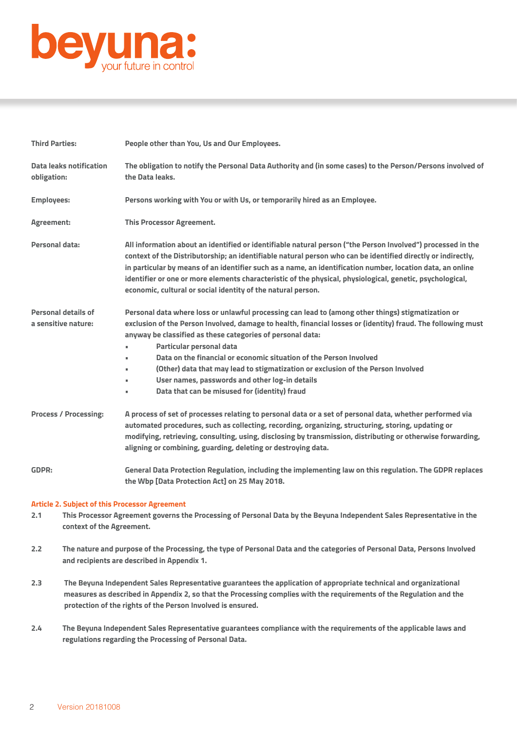| | |
|---|---|
| **Third Parties:** | **People other than You, Us and Our Employees.** |
| **Data leaks notification obligation:** | **The obligation to notify the Personal Data Authority and (in some cases) to the Person/Persons involved of the Data leaks.** |
| **Employees:** | **Persons working with You or with Us, or temporarily hired as an Employee.** |
| **Agreement:** | **This Processor Agreement.** |
| **Personal data:** | **All information about an identified or identifiable natural person ("the Person Involved") processed in the context of the Distributorship; an identifiable natural person who can be identified directly or indirectly, in particular by means of an identifier such as a name, an identification number, location data, an online identifier or one or more elements characteristic of the physical, physiological, genetic, psychological, economic, cultural or social identity of the natural person.** |
| **Personal details of a sensitive nature:** | **Personal data where loss or unlawful processing can lead to (among other things) stigmatization or exclusion of the Person Involved, damage to health, financial losses or (identity) fraud. The following must anyway be classified as these categories of personal data:** <br>▪ **Particular personal data** <br>▪ **Data on the financial or economic situation of the Person Involved** <br>▪ **(Other) data that may lead to stigmatization or exclusion of the Person Involved** <br>▪ **User names, passwords and other log-in details** <br>▪ **Data that can be misused for (identity) fraud** |
| **Process / Processing:** | **A process of set of processes relating to personal data or a set of personal data, whether performed via automated procedures, such as collecting, recording, organizing, structuring, storing, updating or modifying, retrieving, consulting, using, disclosing by transmission, distributing or otherwise forwarding, aligning or combining, guarding, deleting or destroying data.** |
| **GDPR:** | **General Data Protection Regulation, including the implementing law on this regulation. The GDPR replaces the Wbp [Data Protection Act] on 25 May 2018.** |

## Article 2. Subject of this Processor Agreement

**2.1** **This Processor Agreement governs the Processing of Personal Data by the Beyuna Independent Sales Representative in the context of the Agreement.**

**2.2** **The nature and purpose of the Processing, the type of Personal Data and the categories of Personal Data, Persons Involved and recipients are described in Appendix 1.**

**2.3** **The Beyuna Independent Sales Representative guarantees the application of appropriate technical and organizational measures as described in Appendix 2, so that the Processing complies with the requirements of the Regulation and the protection of the rights of the Person Involved is ensured.**

**2.4** **The Beyuna Independent Sales Representative guarantees compliance with the requirements of the applicable laws and regulations regarding the Processing of Personal Data.**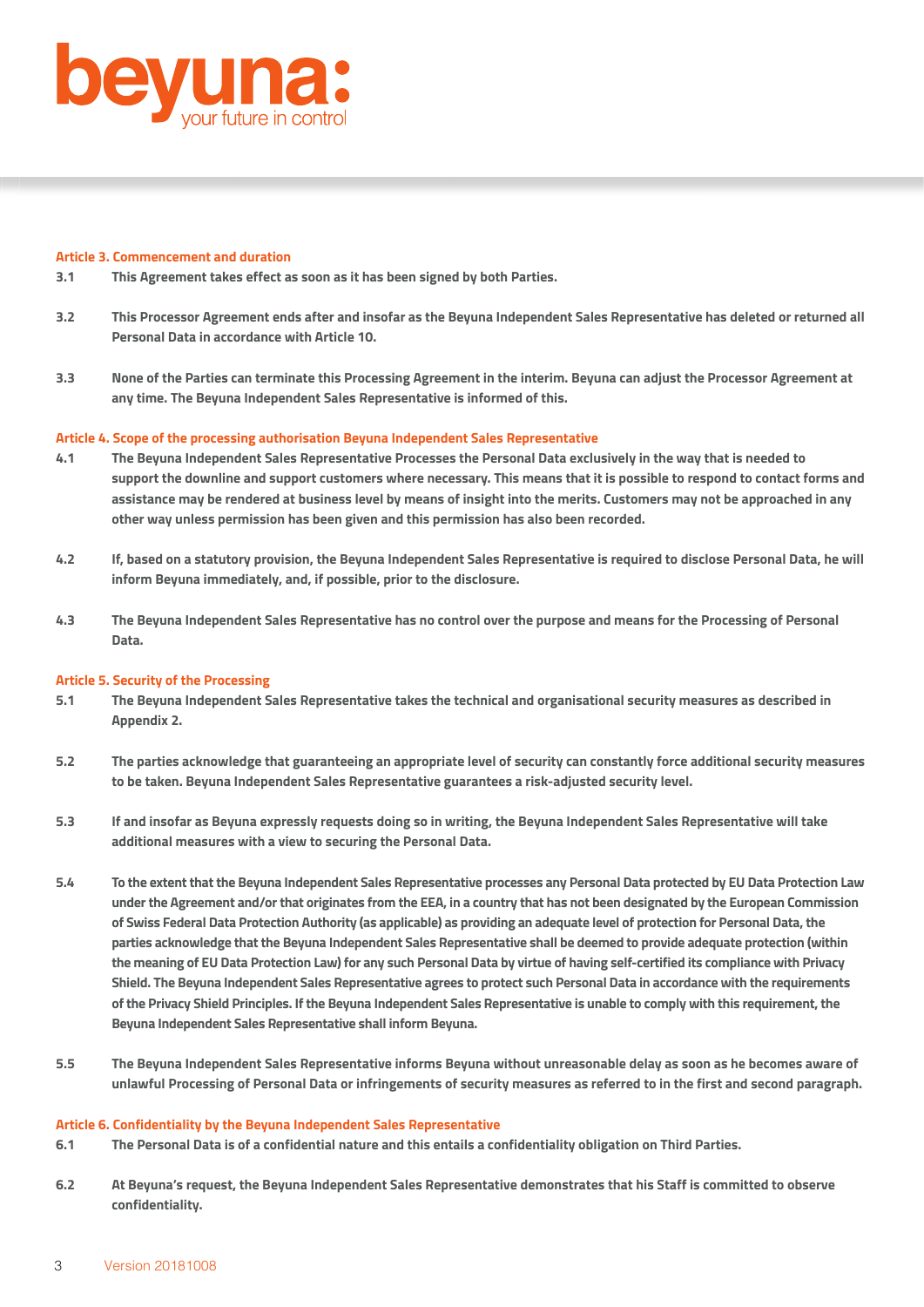### Article 3. Commencement and duration

**3.1** This Agreement takes effect as soon as it has been signed by both Parties.

**3.2** This Processor Agreement ends after and insofar as the Beyuna Independent Sales Representative has deleted or returned all Personal Data in accordance with Article 10.

**3.3** None of the Parties can terminate this Processing Agreement in the interim. Beyuna can adjust the Processor Agreement at any time. The Beyuna Independent Sales Representative is informed of this.

### Article 4. Scope of the processing authorisation Beyuna Independent Sales Representative

**4.1** The Beyuna Independent Sales Representative Processes the Personal Data exclusively in the way that is needed to support the downline and support customers where necessary. This means that it is possible to respond to contact forms and assistance may be rendered at business level by means of insight into the merits. Customers may not be approached in any other way unless permission has been given and this permission has also been recorded.

**4.2** If, based on a statutory provision, the Beyuna Independent Sales Representative is required to disclose Personal Data, he will inform Beyuna immediately, and, if possible, prior to the disclosure.

**4.3** The Beyuna Independent Sales Representative has no control over the purpose and means for the Processing of Personal Data.

### Article 5. Security of the Processing

**5.1** The Beyuna Independent Sales Representative takes the technical and organisational security measures as described in Appendix 2.

**5.2** The parties acknowledge that guaranteeing an appropriate level of security can constantly force additional security measures to be taken. Beyuna Independent Sales Representative guarantees a risk-adjusted security level.

**5.3** If and insofar as Beyuna expressly requests doing so in writing, the Beyuna Independent Sales Representative will take additional measures with a view to securing the Personal Data.

**5.4** To the extent that the Beyuna Independent Sales Representative processes any Personal Data protected by EU Data Protection Law under the Agreement and/or that originates from the EEA, in a country that has not been designated by the European Commission of Swiss Federal Data Protection Authority (as applicable) as providing an adequate level of protection for Personal Data, the parties acknowledge that the Beyuna Independent Sales Representative shall be deemed to provide adequate protection (within the meaning of EU Data Protection Law) for any such Personal Data by virtue of having self-certified its compliance with Privacy Shield. The Beyuna Independent Sales Representative agrees to protect such Personal Data in accordance with the requirements of the Privacy Shield Principles. If the Beyuna Independent Sales Representative is unable to comply with this requirement, the Beyuna Independent Sales Representative shall inform Beyuna.

**5.5** The Beyuna Independent Sales Representative informs Beyuna without unreasonable delay as soon as he becomes aware of unlawful Processing of Personal Data or infringements of security measures as referred to in the first and second paragraph.

### Article 6. Confidentiality by the Beyuna Independent Sales Representative

**6.1** The Personal Data is of a confidential nature and this entails a confidentiality obligation on Third Parties.

**6.2** At Beyuna's request, the Beyuna Independent Sales Representative demonstrates that his Staff is committed to observe confidentiality.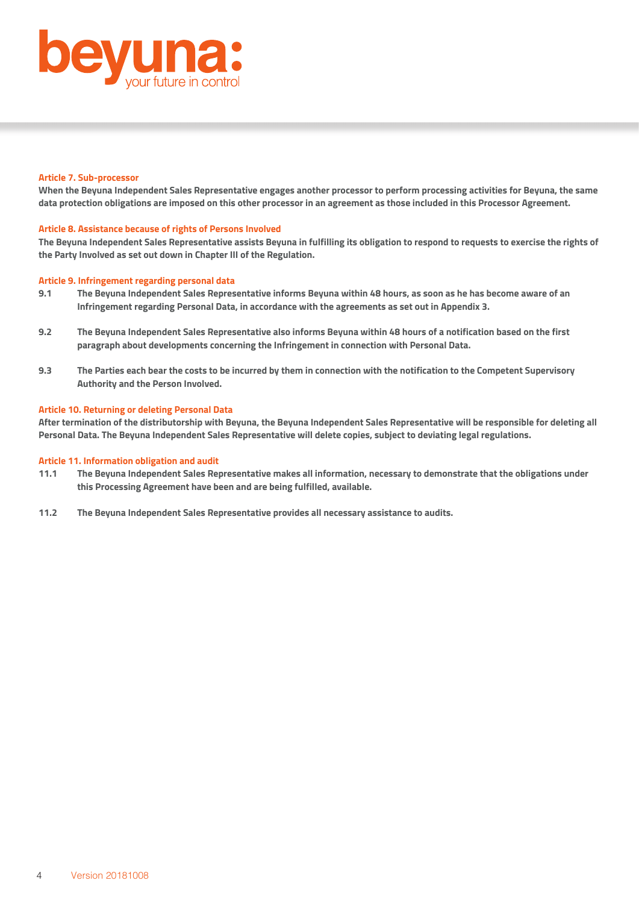### Article 7. Sub-processor

**When the Beyuna Independent Sales Representative engages another processor to perform processing activities for Beyuna, the same data protection obligations are imposed on this other processor in an agreement as those included in this Processor Agreement.**

### Article 8. Assistance because of rights of Persons Involved

**The Beyuna Independent Sales Representative assists Beyuna in fulfilling its obligation to respond to requests to exercise the rights of the Party Involved as set out down in Chapter III of the Regulation.**

### Article 9. Infringement regarding personal data

**9.1 The Beyuna Independent Sales Representative informs Beyuna within 48 hours, as soon as he has become aware of an Infringement regarding Personal Data, in accordance with the agreements as set out in Appendix 3.**

**9.2 The Beyuna Independent Sales Representative also informs Beyuna within 48 hours of a notification based on the first paragraph about developments concerning the Infringement in connection with Personal Data.**

**9.3 The Parties each bear the costs to be incurred by them in connection with the notification to the Competent Supervisory Authority and the Person Involved.**

### Article 10. Returning or deleting Personal Data

**After termination of the distributorship with Beyuna, the Beyuna Independent Sales Representative will be responsible for deleting all Personal Data. The Beyuna Independent Sales Representative will delete copies, subject to deviating legal regulations.**

### Article 11. Information obligation and audit

**11.1 The Beyuna Independent Sales Representative makes all information, necessary to demonstrate that the obligations under this Processing Agreement have been and are being fulfilled, available.**

**11.2 The Beyuna Independent Sales Representative provides all necessary assistance to audits.**

Version 20181008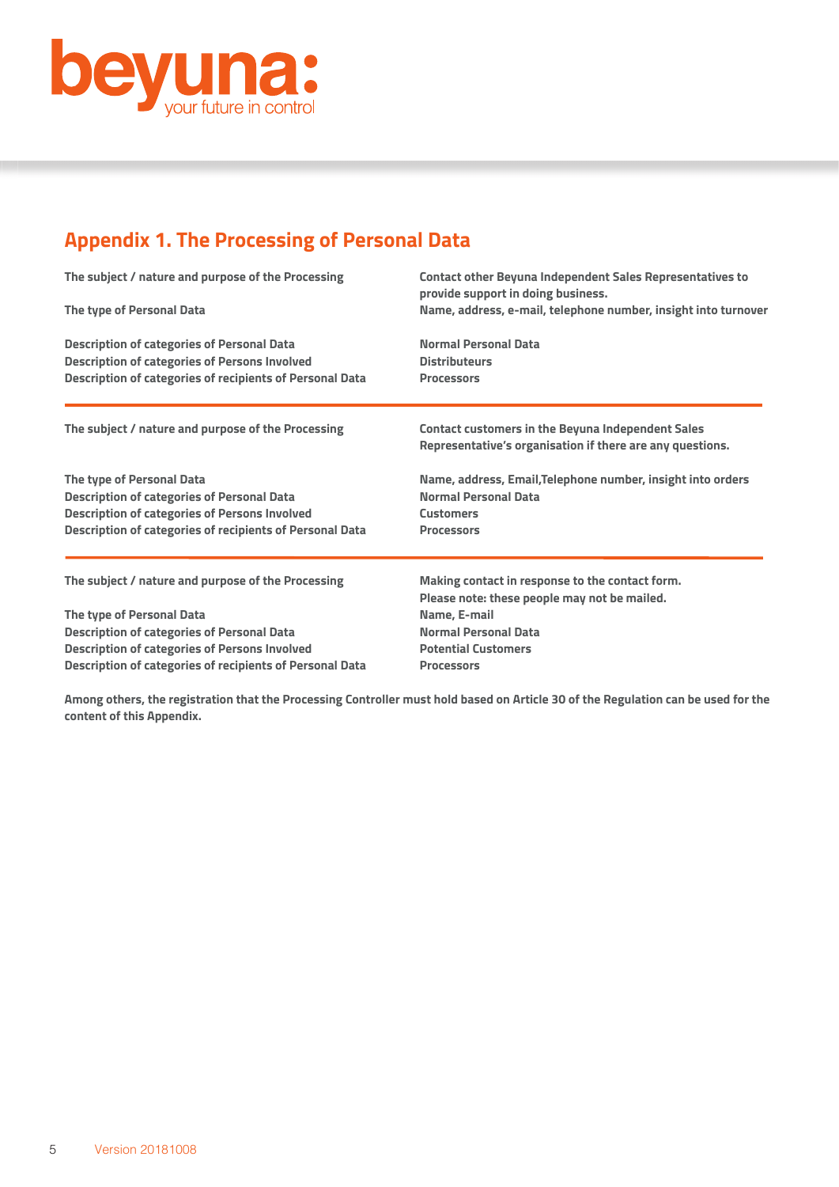## Appendix 1. The Processing of Personal Data

| | |
|---|---|
| **The subject / nature and purpose of the Processing** | **Contact other Beyuna Independent Sales Representatives to provide support in doing business.** |
| **The type of Personal Data** | **Name, address, e-mail, telephone number, insight into turnover** |
| **Description of categories of Personal Data** | **Normal Personal Data** |
| **Description of categories of Persons Involved** | **Distributeurs** |
| **Description of categories of recipients of Personal Data** | **Processors** |

| | |
|---|---|
| **The subject / nature and purpose of the Processing** | **Contact customers in the Beyuna Independent Sales Representative's organisation if there are any questions.** |
| **The type of Personal Data** | **Name, address, Email,Telephone number, insight into orders** |
| **Description of categories of Personal Data** | **Normal Personal Data** |
| **Description of categories of Persons Involved** | **Customers** |
| **Description of categories of recipients of Personal Data** | **Processors** |

| | |
|---|---|
| **The subject / nature and purpose of the Processing** | **Making contact in response to the contact form. Please note: these people may not be mailed.** |
| **The type of Personal Data** | **Name, E-mail** |
| **Description of categories of Personal Data** | **Normal Personal Data** |
| **Description of categories of Persons Involved** | **Potential Customers** |
| **Description of categories of recipients of Personal Data** | **Processors** |

**Among others, the registration that the Processing Controller must hold based on Article 30 of the Regulation can be used for the content of this Appendix.**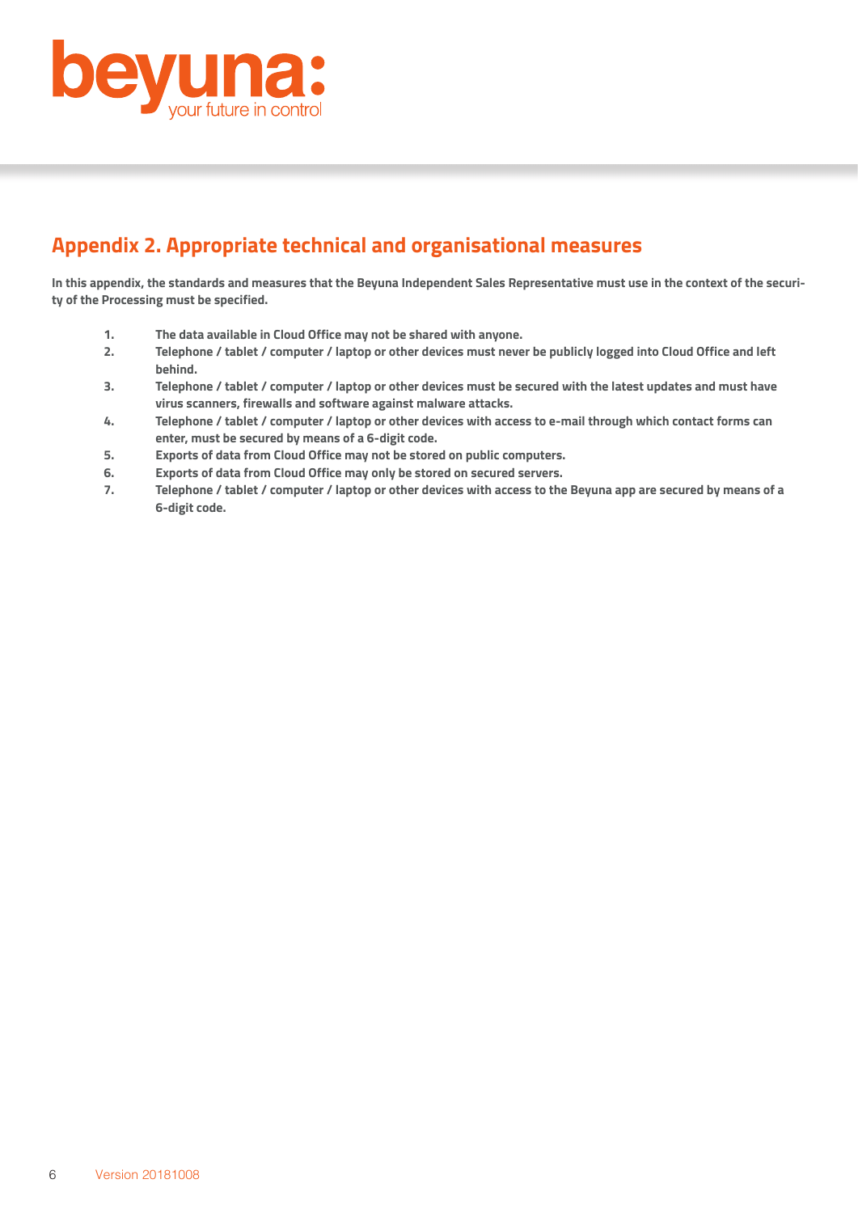## Appendix 2. Appropriate technical and organisational measures

**In this appendix, the standards and measures that the Beyuna Independent Sales Representative must use in the context of the security of the Processing must be specified.**

1. **The data available in Cloud Office may not be shared with anyone.**
2. **Telephone / tablet / computer / laptop or other devices must never be publicly logged into Cloud Office and left behind.**
3. **Telephone / tablet / computer / laptop or other devices must be secured with the latest updates and must have virus scanners, firewalls and software against malware attacks.**
4. **Telephone / tablet / computer / laptop or other devices with access to e-mail through which contact forms can enter, must be secured by means of a 6-digit code.**
5. **Exports of data from Cloud Office may not be stored on public computers.**
6. **Exports of data from Cloud Office may only be stored on secured servers.**
7. **Telephone / tablet / computer / laptop or other devices with access to the Beyuna app are secured by means of a 6-digit code.**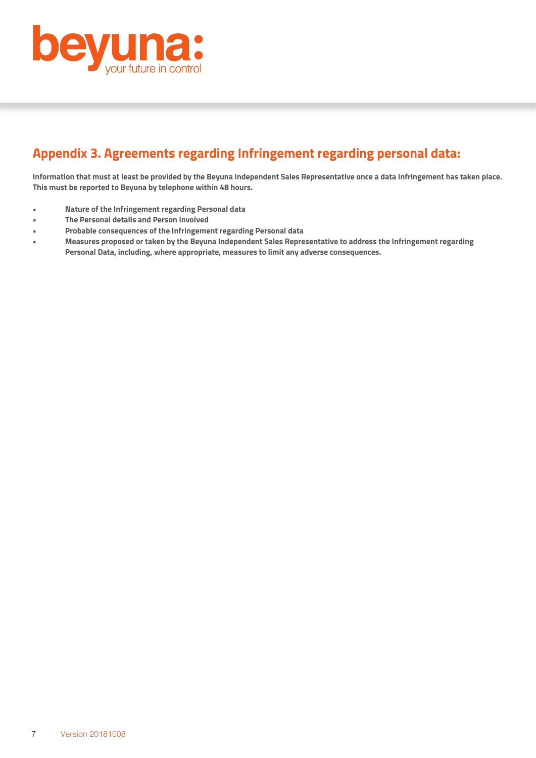## Appendix 3. Agreements regarding Infringement regarding personal data:

**Information that must at least be provided by the Beyuna Independent Sales Representative once a data Infringement has taken place. This must be reported to Beyuna by telephone within 48 hours.**

- **Nature of the Infringement regarding Personal data**
- **The Personal details and Person involved**
- **Probable consequences of the Infringement regarding Personal data**
- **Measures proposed or taken by the Beyuna Independent Sales Representative to address the Infringement regarding Personal Data, including, where appropriate, measures to limit any adverse consequences.**